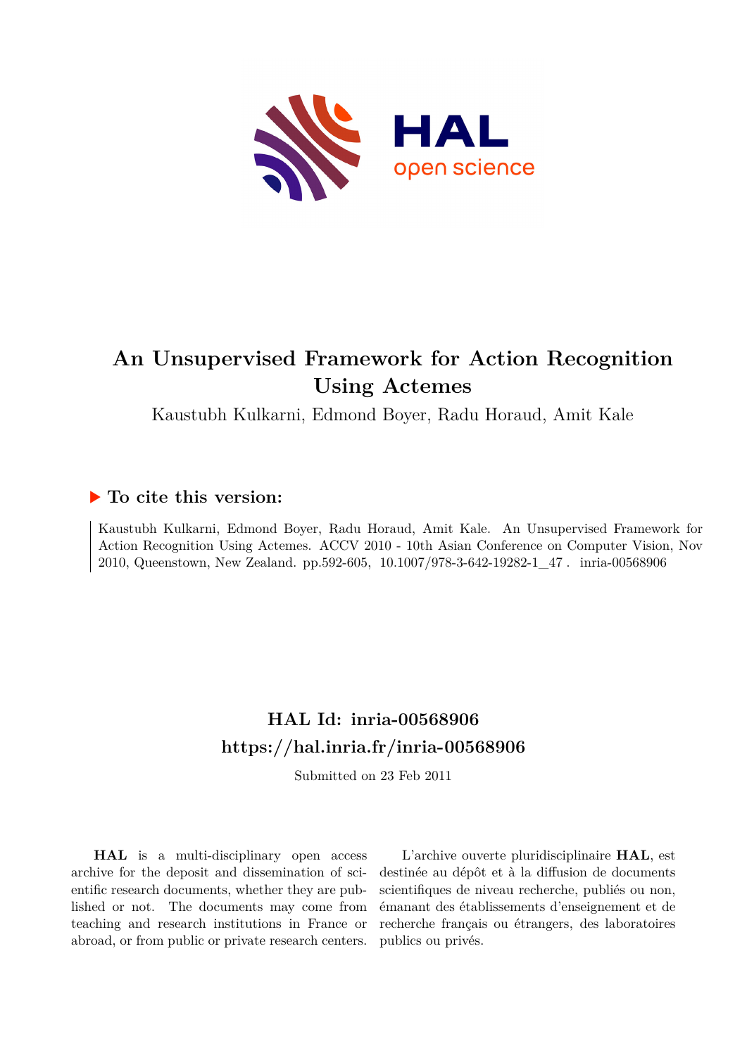# An Unsupervised Framework for Action Recognition Using Actemes

Kaustubh Kulkarni, Edmond Boyer, Radu Horaud, Amit Kale

## To cite this version:

Kaustubh Kulkarni, Edmond Boyer, Radu Horaud, Amit Kale. An Unsupervised Framework for Action Recognition Using Actemes. ACCV 2010 - 10th Asian Conference on Computer Vision, Nov 2010, Queenstown, New Zealand. pp.592-605, 10.1007/978-3-642-19282-1_47 . inria-00568906

## HAL Id: inria-00568906

## https://hal.inria.fr/inria-00568906

Submitted on 23 Feb 2011

**HAL** is a multi-disciplinary open access archive for the deposit and dissemination of scientific research documents, whether they are published or not. The documents may come from teaching and research institutions in France or abroad, or from public or private research centers.

L'archive ouverte pluridisciplinaire **HAL**, est destinée au dépôt et à la diffusion de documents scientifiques de niveau recherche, publiés ou non, émanant des établissements d'enseignement et de recherche français ou étrangers, des laboratoires publics ou privés.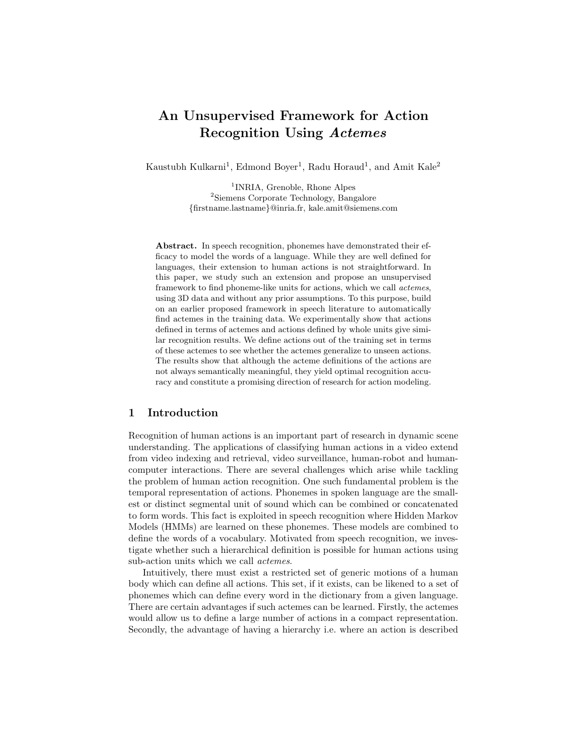# An Unsupervised Framework for Action Recognition Using *Actemes*

Kaustubh Kulkarni[1], Edmond Boyer[1], Radu Horaud[1], and Amit Kale[2]

[1]INRIA, Grenoble, Rhone Alpes
[2]Siemens Corporate Technology, Bangalore
{firstname.lastname}@inria.fr, kale.amit@siemens.com

**Abstract.** In speech recognition, phonemes have demonstrated their efficacy to model the words of a language. While they are well defined for languages, their extension to human actions is not straightforward. In this paper, we study such an extension and propose an unsupervised framework to find phoneme-like units for actions, which we call *actemes*, using 3D data and without any prior assumptions. To this purpose, build on an earlier proposed framework in speech literature to automatically find actemes in the training data. We experimentally show that actions defined in terms of actemes and actions defined by whole units give similar recognition results. We define actions out of the training set in terms of these actemes to see whether the actemes generalize to unseen actions. The results show that although the acteme definitions of the actions are not always semantically meaningful, they yield optimal recognition accuracy and constitute a promising direction of research for action modeling.

## 1 Introduction

Recognition of human actions is an important part of research in dynamic scene understanding. The applications of classifying human actions in a video extend from video indexing and retrieval, video surveillance, human-robot and human-computer interactions. There are several challenges which arise while tackling the problem of human action recognition. One such fundamental problem is the temporal representation of actions. Phonemes in spoken language are the smallest or distinct segmental unit of sound which can be combined or concatenated to form words. This fact is exploited in speech recognition where Hidden Markov Models (HMMs) are learned on these phonemes. These models are combined to define the words of a vocabulary. Motivated from speech recognition, we investigate whether such a hierarchical definition is possible for human actions using sub-action units which we call *actemes*.

Intuitively, there must exist a restricted set of generic motions of a human body which can define all actions. This set, if it exists, can be likened to a set of phonemes which can define every word in the dictionary from a given language. There are certain advantages if such actemes can be learned. Firstly, the actemes would allow us to define a large number of actions in a compact representation. Secondly, the advantage of having a hierarchy i.e. where an action is described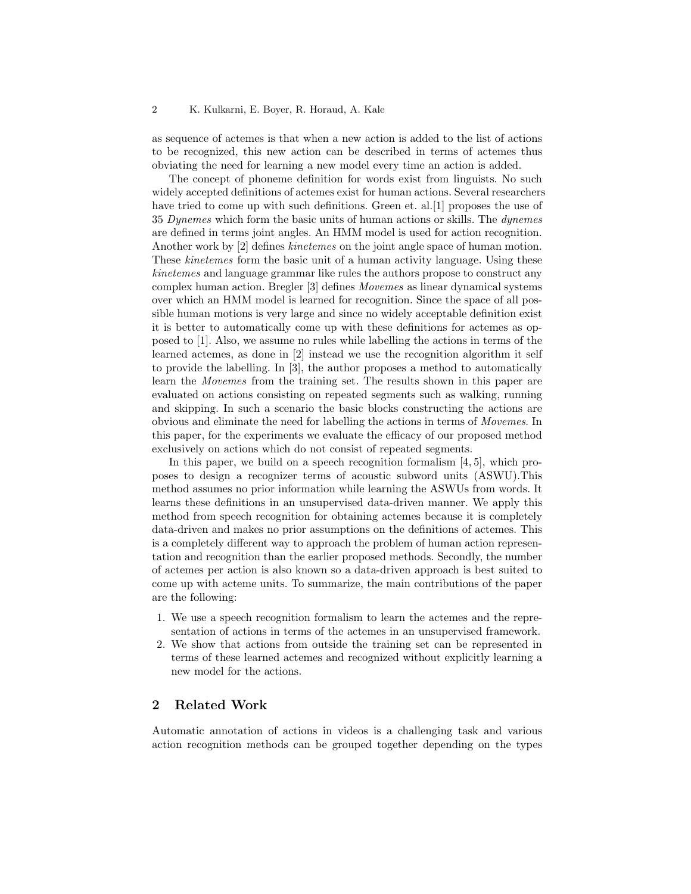as sequence of actemes is that when a new action is added to the list of actions to be recognized, this new action can be described in terms of actemes thus obviating the need for learning a new model every time an action is added.

The concept of phoneme definition for words exist from linguists. No such widely accepted definitions of actemes exist for human actions. Several researchers have tried to come up with such definitions. Green et. al.[1] proposes the use of 35 *Dynemes* which form the basic units of human actions or skills. The *dynemes* are defined in terms joint angles. An HMM model is used for action recognition. Another work by [2] defines *kinetemes* on the joint angle space of human motion. These *kinetemes* form the basic unit of a human activity language. Using these *kinetemes* and language grammar like rules the authors propose to construct any complex human action. Bregler [3] defines *Movemes* as linear dynamical systems over which an HMM model is learned for recognition. Since the space of all possible human motions is very large and since no widely acceptable definition exist it is better to automatically come up with these definitions for actemes as opposed to [1]. Also, we assume no rules while labelling the actions in terms of the learned actemes, as done in [2] instead we use the recognition algorithm it self to provide the labelling. In [3], the author proposes a method to automatically learn the *Movemes* from the training set. The results shown in this paper are evaluated on actions consisting on repeated segments such as walking, running and skipping. In such a scenario the basic blocks constructing the actions are obvious and eliminate the need for labelling the actions in terms of *Movemes*. In this paper, for the experiments we evaluate the efficacy of our proposed method exclusively on actions which do not consist of repeated segments.

In this paper, we build on a speech recognition formalism [4, 5], which proposes to design a recognizer terms of acoustic subword units (ASWU).This method assumes no prior information while learning the ASWUs from words. It learns these definitions in an unsupervised data-driven manner. We apply this method from speech recognition for obtaining actemes because it is completely data-driven and makes no prior assumptions on the definitions of actemes. This is a completely different way to approach the problem of human action representation and recognition than the earlier proposed methods. Secondly, the number of actemes per action is also known so a data-driven approach is best suited to come up with acteme units. To summarize, the main contributions of the paper are the following:

1. We use a speech recognition formalism to learn the actemes and the representation of actions in terms of the actemes in an unsupervised framework.
2. We show that actions from outside the training set can be represented in terms of these learned actemes and recognized without explicitly learning a new model for the actions.

## 2 Related Work

Automatic annotation of actions in videos is a challenging task and various action recognition methods can be grouped together depending on the types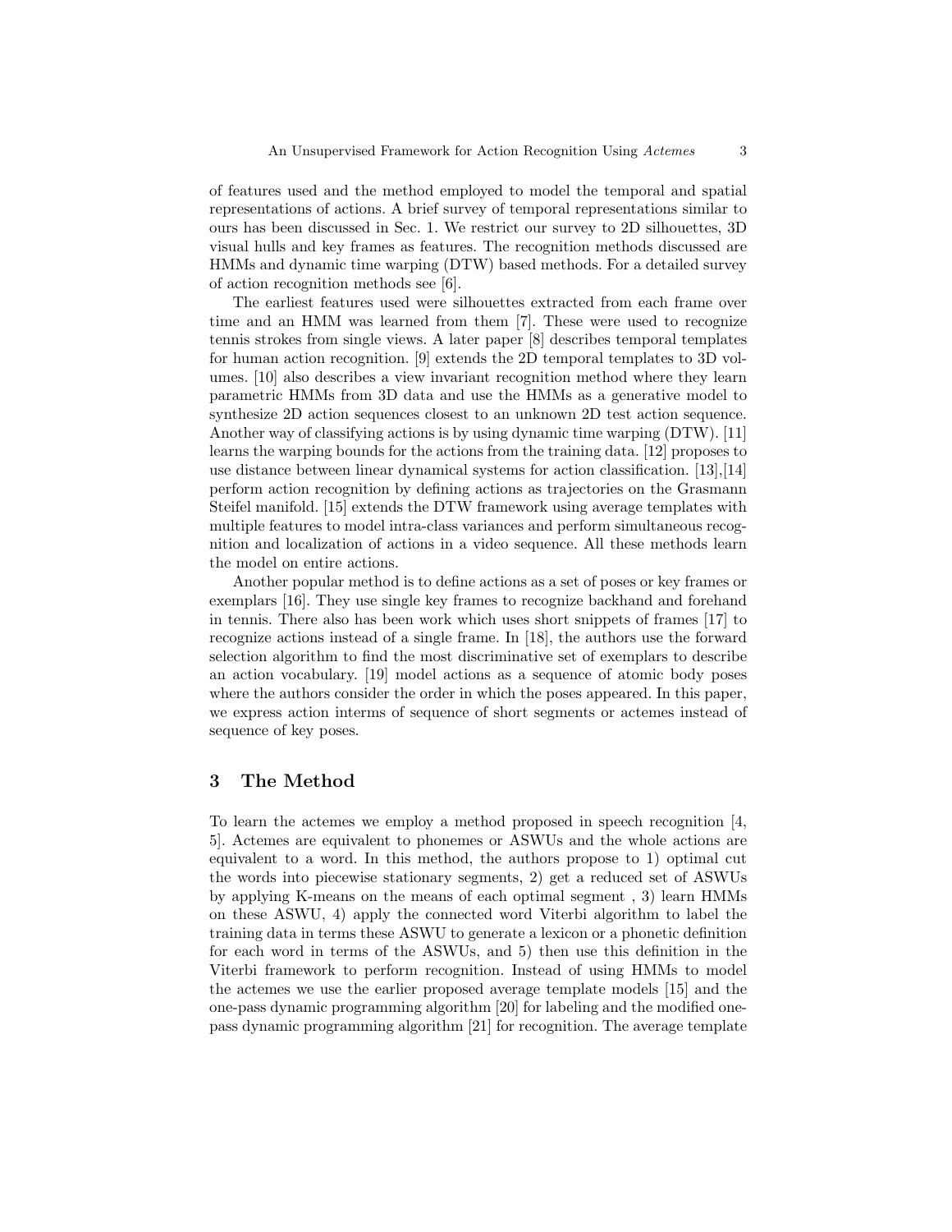of features used and the method employed to model the temporal and spatial representations of actions. A brief survey of temporal representations similar to ours has been discussed in Sec. 1. We restrict our survey to 2D silhouettes, 3D visual hulls and key frames as features. The recognition methods discussed are HMMs and dynamic time warping (DTW) based methods. For a detailed survey of action recognition methods see [6].

The earliest features used were silhouettes extracted from each frame over time and an HMM was learned from them [7]. These were used to recognize tennis strokes from single views. A later paper [8] describes temporal templates for human action recognition. [9] extends the 2D temporal templates to 3D volumes. [10] also describes a view invariant recognition method where they learn parametric HMMs from 3D data and use the HMMs as a generative model to synthesize 2D action sequences closest to an unknown 2D test action sequence. Another way of classifying actions is by using dynamic time warping (DTW). [11] learns the warping bounds for the actions from the training data. [12] proposes to use distance between linear dynamical systems for action classification. [13],[14] perform action recognition by defining actions as trajectories on the Grasmann Steifel manifold. [15] extends the DTW framework using average templates with multiple features to model intra-class variances and perform simultaneous recognition and localization of actions in a video sequence. All these methods learn the model on entire actions.

Another popular method is to define actions as a set of poses or key frames or exemplars [16]. They use single key frames to recognize backhand and forehand in tennis. There also has been work which uses short snippets of frames [17] to recognize actions instead of a single frame. In [18], the authors use the forward selection algorithm to find the most discriminative set of exemplars to describe an action vocabulary. [19] model actions as a sequence of atomic body poses where the authors consider the order in which the poses appeared. In this paper, we express action interms of sequence of short segments or actemes instead of sequence of key poses.

## 3 The Method

To learn the actemes we employ a method proposed in speech recognition [4, 5]. Actemes are equivalent to phonemes or ASWUs and the whole actions are equivalent to a word. In this method, the authors propose to 1) optimal cut the words into piecewise stationary segments, 2) get a reduced set of ASWUs by applying K-means on the means of each optimal segment , 3) learn HMMs on these ASWU, 4) apply the connected word Viterbi algorithm to label the training data in terms these ASWU to generate a lexicon or a phonetic definition for each word in terms of the ASWUs, and 5) then use this definition in the Viterbi framework to perform recognition. Instead of using HMMs to model the actemes we use the earlier proposed average template models [15] and the one-pass dynamic programming algorithm [20] for labeling and the modified one-pass dynamic programming algorithm [21] for recognition. The average template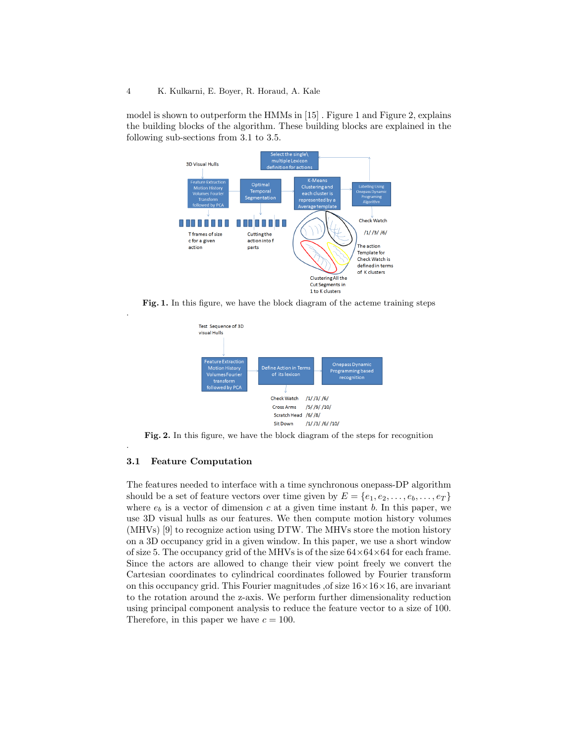model is shown to outperform the HMMs in [15] . Figure 1 and Figure 2, explains the building blocks of the algorithm. These building blocks are explained in the following sub-sections from 3.1 to 3.5.

**Fig. 1.** In this figure, we have the block diagram of the acteme training steps

**Fig. 2.** In this figure, we have the block diagram of the steps for recognition

### 3.1 Feature Computation

The features needed to interface with a time synchronous onepass-DP algorithm should be a set of feature vectors over time given by $E = \{e_1, e_2, \ldots, e_b, \ldots, e_T\}$ where $e_b$ is a vector of dimension $c$ at a given time instant $b$. In this paper, we use 3D visual hulls as our features. We then compute motion history volumes (MHVs) [9] to recognize action using DTW. The MHVs store the motion history on a 3D occupancy grid in a given window. In this paper, we use a short window of size 5. The occupancy grid of the MHVs is of the size $64 \times 64 \times 64$ for each frame. Since the actors are allowed to change their view point freely we convert the Cartesian coordinates to cylindrical coordinates followed by Fourier transform on this occupancy grid. This Fourier magnitudes ,of size $16 \times 16 \times 16$, are invariant to the rotation around the z-axis. We perform further dimensionality reduction using principal component analysis to reduce the feature vector to a size of 100. Therefore, in this paper we have $c = 100$.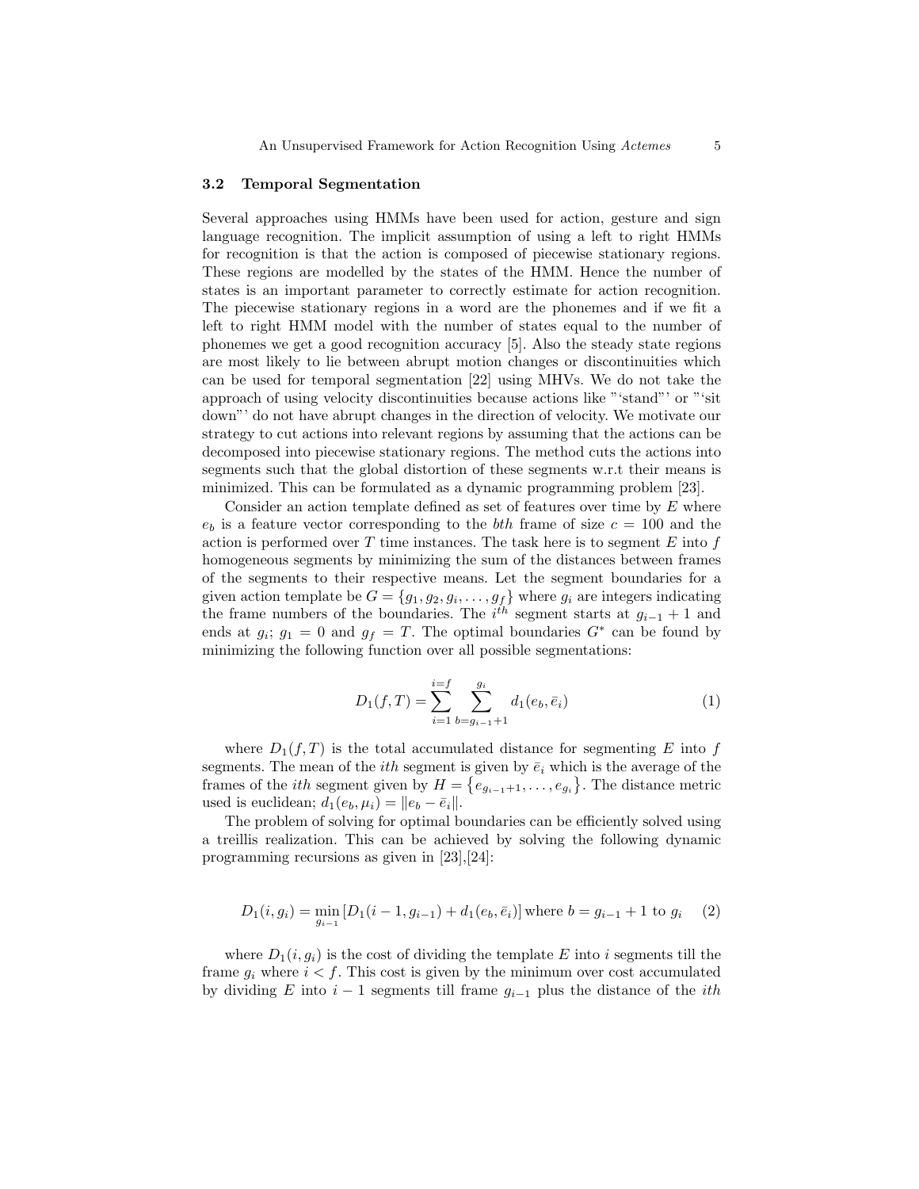### 3.2 Temporal Segmentation

Several approaches using HMMs have been used for action, gesture and sign language recognition. The implicit assumption of using a left to right HMMs for recognition is that the action is composed of piecewise stationary regions. These regions are modelled by the states of the HMM. Hence the number of states is an important parameter to correctly estimate for action recognition. The piecewise stationary regions in a word are the phonemes and if we fit a left to right HMM model with the number of states equal to the number of phonemes we get a good recognition accuracy [5]. Also the steady state regions are most likely to lie between abrupt motion changes or discontinuities which can be used for temporal segmentation [22] using MHVs. We do not take the approach of using velocity discontinuities because actions like "'stand"' or "'sit down"' do not have abrupt changes in the direction of velocity. We motivate our strategy to cut actions into relevant regions by assuming that the actions can be decomposed into piecewise stationary regions. The method cuts the actions into segments such that the global distortion of these segments w.r.t their means is minimized. This can be formulated as a dynamic programming problem [23].

Consider an action template defined as set of features over time by $E$ where $e_b$ is a feature vector corresponding to the $bth$ frame of size $c = 100$ and the action is performed over $T$ time instances. The task here is to segment $E$ into $f$ homogeneous segments by minimizing the sum of the distances between frames of the segments to their respective means. Let the segment boundaries for a given action template be $G = \{g_1, g_2, g_i, \ldots, g_f\}$ where $g_i$ are integers indicating the frame numbers of the boundaries. The $i^{th}$ segment starts at $g_{i-1} + 1$ and ends at $g_i$; $g_1 = 0$ and $g_f = T$. The optimal boundaries $G^*$ can be found by minimizing the following function over all possible segmentations:

$$D_1(f, T) = \sum_{i=1}^{i=f} \sum_{b=g_{i-1}+1}^{g_i} d_1(e_b, \bar{e}_i) \tag{1}$$

where $D_1(f, T)$ is the total accumulated distance for segmenting $E$ into $f$ segments. The mean of the $ith$ segment is given by $\bar{e}_i$ which is the average of the frames of the $ith$ segment given by $H = \{e_{g_{i-1}+1}, \ldots, e_{g_i}\}$. The distance metric used is euclidean; $d_1(e_b, \mu_i) = \|e_b - \bar{e}_i\|$.

The problem of solving for optimal boundaries can be efficiently solved using a treillis realization. This can be achieved by solving the following dynamic programming recursions as given in [23],[24]:

$$D_1(i, g_i) = \min_{g_{i-1}} [D_1(i-1, g_{i-1}) + d_1(e_b, \bar{e}_i)] \text{ where } b = g_{i-1} + 1 \text{ to } g_i \tag{2}$$

where $D_1(i, g_i)$ is the cost of dividing the template $E$ into $i$ segments till the frame $g_i$ where $i < f$. This cost is given by the minimum over cost accumulated by dividing $E$ into $i - 1$ segments till frame $g_{i-1}$ plus the distance of the $ith$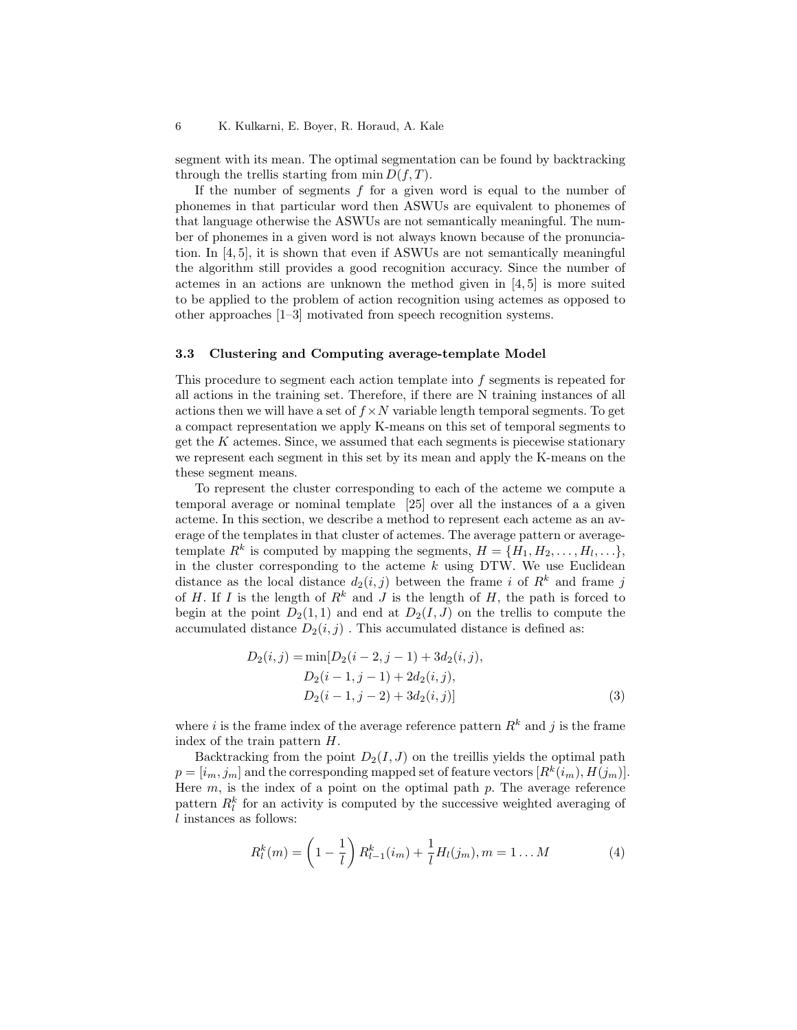segment with its mean. The optimal segmentation can be found by backtracking through the trellis starting from $\min D(f, T)$.

If the number of segments $f$ for a given word is equal to the number of phonemes in that particular word then ASWUs are equivalent to phonemes of that language otherwise the ASWUs are not semantically meaningful. The number of phonemes in a given word is not always known because of the pronunciation. In [4, 5], it is shown that even if ASWUs are not semantically meaningful the algorithm still provides a good recognition accuracy. Since the number of actemes in an actions are unknown the method given in [4, 5] is more suited to be applied to the problem of action recognition using actemes as opposed to other approaches [1–3] motivated from speech recognition systems.

### 3.3 Clustering and Computing average-template Model

This procedure to segment each action template into $f$ segments is repeated for all actions in the training set. Therefore, if there are N training instances of all actions then we will have a set of $f \times N$ variable length temporal segments. To get a compact representation we apply K-means on this set of temporal segments to get the $K$ actemes. Since, we assumed that each segments is piecewise stationary we represent each segment in this set by its mean and apply the K-means on the these segment means.

To represent the cluster corresponding to each of the acteme we compute a temporal average or nominal template [25] over all the instances of a a given acteme. In this section, we describe a method to represent each acteme as an average of the templates in that cluster of actemes. The average pattern or average-template $R^k$ is computed by mapping the segments, $H = \{H_1, H_2, \ldots, H_l, \ldots\}$, in the cluster corresponding to the acteme $k$ using DTW. We use Euclidean distance as the local distance $d_2(i, j)$ between the frame $i$ of $R^k$ and frame $j$ of $H$. If $I$ is the length of $R^k$ and $J$ is the length of $H$, the path is forced to begin at the point $D_2(1, 1)$ and end at $D_2(I, J)$ on the trellis to compute the accumulated distance $D_2(i, j)$ . This accumulated distance is defined as:

$$
\begin{aligned}
D_2(i, j) = \min[&D_2(i-2, j-1) + 3d_2(i, j), \\
&D_2(i-1, j-1) + 2d_2(i, j), \\
&D_2(i-1, j-2) + 3d_2(i, j)]
\end{aligned} \tag{3}
$$

where $i$ is the frame index of the average reference pattern $R^k$ and $j$ is the frame index of the train pattern $H$.

Backtracking from the point $D_2(I, J)$ on the treillis yields the optimal path $p = [i_m, j_m]$ and the corresponding mapped set of feature vectors $[R^k(i_m), H(j_m)]$. Here $m$, is the index of a point on the optimal path $p$. The average reference pattern $R^k_l$ for an activity is computed by the successive weighted averaging of $l$ instances as follows:

$$
R^k_l(m) = \left(1 - \frac{1}{l}\right) R^k_{l-1}(i_m) + \frac{1}{l} H_l(j_m), m = 1 \ldots M \tag{4}
$$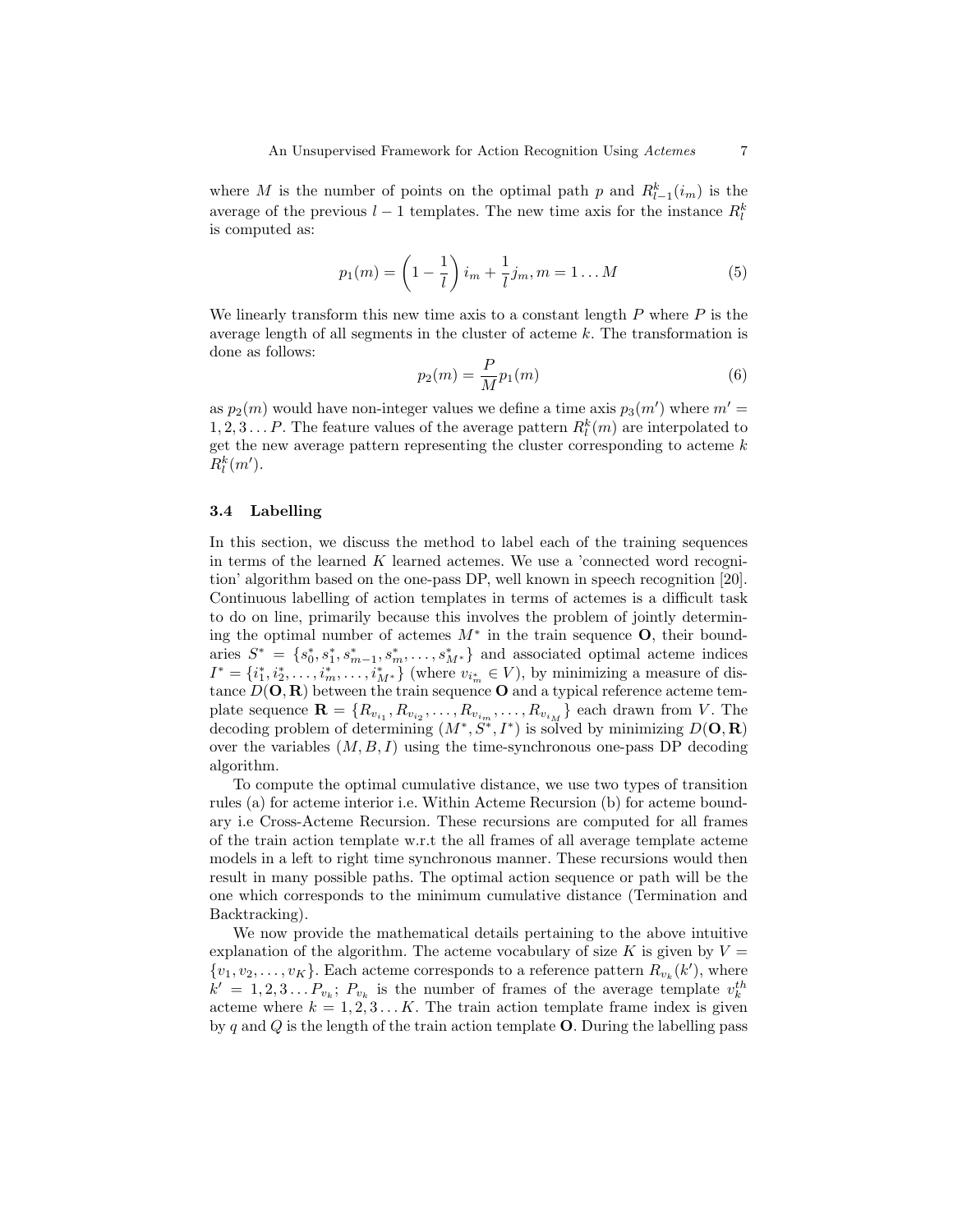where $M$ is the number of points on the optimal path $p$ and $R^k_{l-1}(i_m)$ is the average of the previous $l-1$ templates. The new time axis for the instance $R^k_l$ is computed as:

$$p_1(m) = \left(1 - \frac{1}{l}\right) i_m + \frac{1}{l} j_m, m = 1 \dots M \tag{5}$$

We linearly transform this new time axis to a constant length $P$ where $P$ is the average length of all segments in the cluster of acteme $k$. The transformation is done as follows:

$$p_2(m) = \frac{P}{M} p_1(m) \tag{6}$$

as $p_2(m)$ would have non-integer values we define a time axis $p_3(m')$ where $m' = 1, 2, 3 \dots P$. The feature values of the average pattern $R^k_l(m)$ are interpolated to get the new average pattern representing the cluster corresponding to acteme $k$ $R^k_l(m')$.

### 3.4 Labelling

In this section, we discuss the method to label each of the training sequences in terms of the learned $K$ learned actemes. We use a 'connected word recognition' algorithm based on the one-pass DP, well known in speech recognition [20]. Continuous labelling of action templates in terms of actemes is a difficult task to do on line, primarily because this involves the problem of jointly determining the optimal number of actemes $M^*$ in the train sequence $\mathbf{O}$, their boundaries $S^* = \{s^*_0, s^*_1, s^*_{m-1}, s^*_m, \dots, s^*_{M^*}\}$ and associated optimal acteme indices $I^* = \{i^*_1, i^*_2, \dots, i^*_m, \dots, i^*_{M^*}\}$ (where $v_{i^*_m} \in V$), by minimizing a measure of distance $D(\mathbf{O}, \mathbf{R})$ between the train sequence $\mathbf{O}$ and a typical reference acteme template sequence $\mathbf{R} = \{R_{v_{i_1}}, R_{v_{i_2}}, \dots, R_{v_{i_m}}, \dots, R_{v_{i_M}}\}$ each drawn from $V$. The decoding problem of determining $(M^*, S^*, I^*)$ is solved by minimizing $D(\mathbf{O}, \mathbf{R})$ over the variables $(M, B, I)$ using the time-synchronous one-pass DP decoding algorithm.

To compute the optimal cumulative distance, we use two types of transition rules (a) for acteme interior i.e. Within Acteme Recursion (b) for acteme boundary i.e Cross-Acteme Recursion. These recursions are computed for all frames of the train action template w.r.t the all frames of all average template acteme models in a left to right time synchronous manner. These recursions would then result in many possible paths. The optimal action sequence or path will be the one which corresponds to the minimum cumulative distance (Termination and Backtracking).

We now provide the mathematical details pertaining to the above intuitive explanation of the algorithm. The acteme vocabulary of size $K$ is given by $V = \{v_1, v_2, \dots, v_K\}$. Each acteme corresponds to a reference pattern $R_{v_k}(k')$, where $k' = 1, 2, 3 \dots P_{v_k}$; $P_{v_k}$ is the number of frames of the average template $v^{th}_k$ acteme where $k = 1, 2, 3 \dots K$. The train action template frame index is given by $q$ and $Q$ is the length of the train action template $\mathbf{O}$. During the labelling pass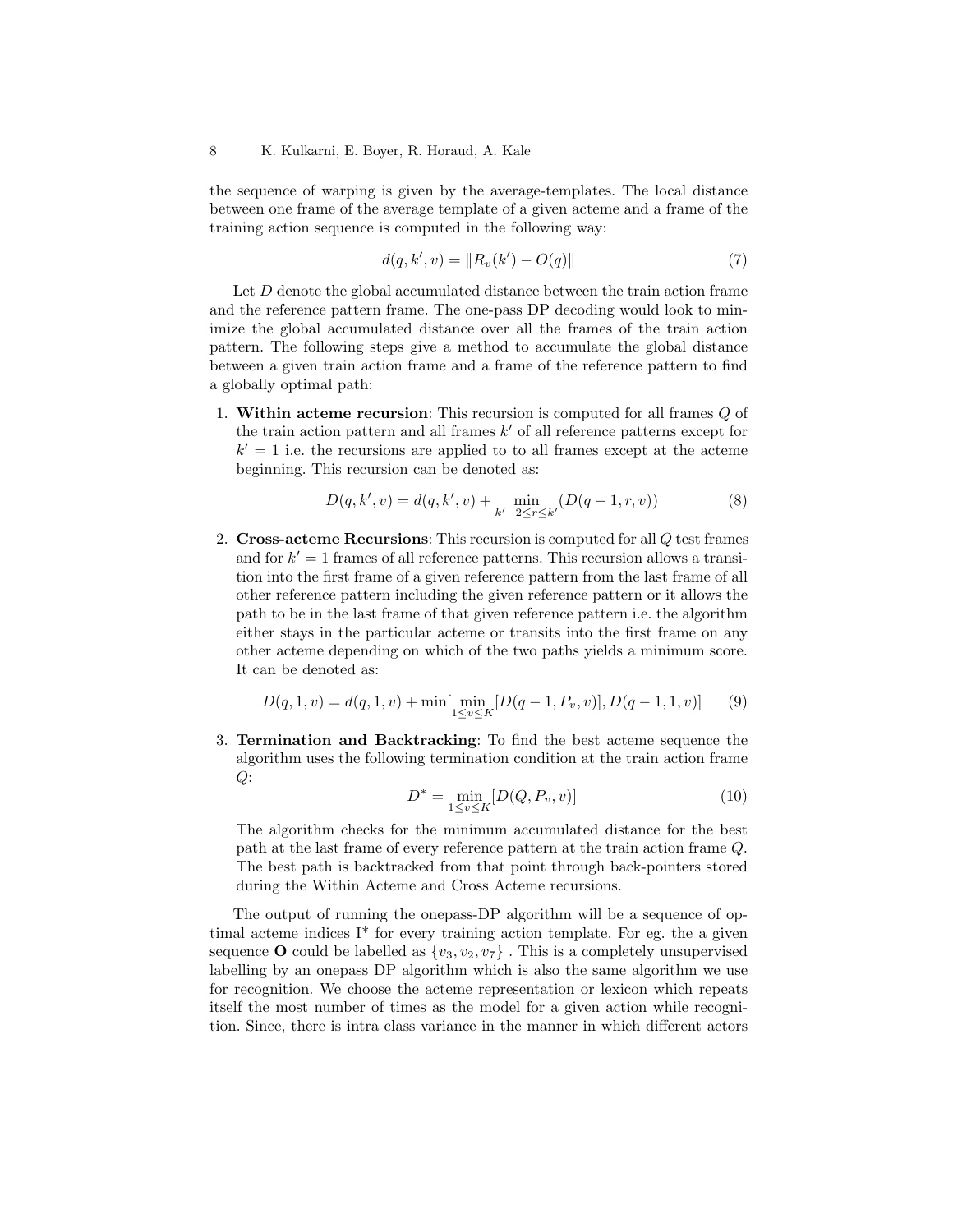the sequence of warping is given by the average-templates. The local distance between one frame of the average template of a given acteme and a frame of the training action sequence is computed in the following way:

$$d(q, k', v) = \|R_v(k') - O(q)\| \tag{7}$$

Let $D$ denote the global accumulated distance between the train action frame and the reference pattern frame. The one-pass DP decoding would look to minimize the global accumulated distance over all the frames of the train action pattern. The following steps give a method to accumulate the global distance between a given train action frame and a frame of the reference pattern to find a globally optimal path:

1. **Within acteme recursion**: This recursion is computed for all frames $Q$ of the train action pattern and all frames $k'$ of all reference patterns except for $k' = 1$ i.e. the recursions are applied to to all frames except at the acteme beginning. This recursion can be denoted as:

$$D(q, k', v) = d(q, k', v) + \min_{k'-2 \leq r \leq k'} (D(q-1, r, v)) \tag{8}$$

2. **Cross-acteme Recursions**: This recursion is computed for all $Q$ test frames and for $k' = 1$ frames of all reference patterns. This recursion allows a transition into the first frame of a given reference pattern from the last frame of all other reference pattern including the given reference pattern or it allows the path to be in the last frame of that given reference pattern i.e. the algorithm either stays in the particular acteme or transits into the first frame on any other acteme depending on which of the two paths yields a minimum score. It can be denoted as:

$$D(q, 1, v) = d(q, 1, v) + \min[\min_{1 \leq v \leq K} [D(q-1, P_v, v)], D(q-1, 1, v)] \tag{9}$$

3. **Termination and Backtracking**: To find the best acteme sequence the algorithm uses the following termination condition at the train action frame $Q$:

$$D^* = \min_{1 \leq v \leq K} [D(Q, P_v, v)] \tag{10}$$

The algorithm checks for the minimum accumulated distance for the best path at the last frame of every reference pattern at the train action frame $Q$. The best path is backtracked from that point through back-pointers stored during the Within Acteme and Cross Acteme recursions.

The output of running the onepass-DP algorithm will be a sequence of optimal acteme indices I* for every training action template. For eg. the a given sequence **O** could be labelled as $\{v_3, v_2, v_7\}$ . This is a completely unsupervised labelling by an onepass DP algorithm which is also the same algorithm we use for recognition. We choose the acteme representation or lexicon which repeats itself the most number of times as the model for a given action while recognition. Since, there is intra class variance in the manner in which different actors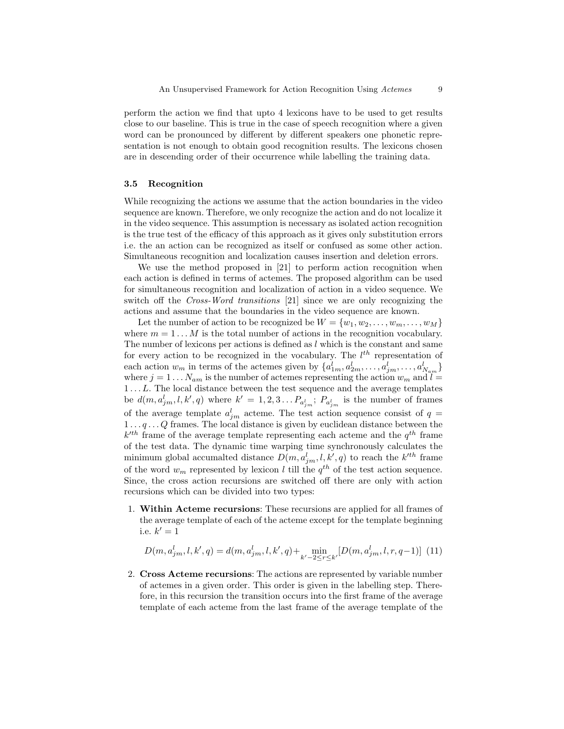perform the action we find that upto 4 lexicons have to be used to get results close to our baseline. This is true in the case of speech recognition where a given word can be pronounced by different by different speakers one phonetic representation is not enough to obtain good recognition results. The lexicons chosen are in descending order of their occurrence while labelling the training data.

### 3.5 Recognition

While recognizing the actions we assume that the action boundaries in the video sequence are known. Therefore, we only recognize the action and do not localize it in the video sequence. This assumption is necessary as isolated action recognition is the true test of the efficacy of this approach as it gives only substitution errors i.e. the an action can be recognized as itself or confused as some other action. Simultaneous recognition and localization causes insertion and deletion errors.

We use the method proposed in [21] to perform action recognition when each action is defined in terms of actemes. The proposed algorithm can be used for simultaneous recognition and localization of action in a video sequence. We switch off the *Cross-Word transitions* [21] since we are only recognizing the actions and assume that the boundaries in the video sequence are known.

Let the number of action to be recognized be $W = \{w_1, w_2, \ldots, w_m, \ldots, w_M\}$ where $m = 1 \ldots M$ is the total number of actions in the recognition vocabulary. The number of lexicons per actions is defined as $l$ which is the constant and same for every action to be recognized in the vocabulary. The $l^{th}$ representation of each action $w_m$ in terms of the actemes given by $\{a^l_{1m}, a^l_{2m}, \ldots, a^l_{jm}, \ldots, a^l_{N_{am}}\}$ where $j = 1 \ldots N_{am}$ is the number of actemes representing the action $w_m$ and $l = 1 \ldots L$. The local distance between the test sequence and the average templates be $d(m, a^l_{jm}, l, k', q)$ where $k' = 1, 2, 3 \ldots P_{a^l_{jm}}$; $P_{a^l_{jm}}$ is the number of frames of the average template $a^l_{jm}$ acteme. The test action sequence consist of $q = 1 \ldots q \ldots Q$ frames. The local distance is given by euclidean distance between the $k'^{th}$ frame of the average template representing each acteme and the $q^{th}$ frame of the test data. The dynamic time warping time synchronously calculates the minimum global accumalted distance $D(m, a^l_{jm}, l, k', q)$ to reach the $k'^{th}$ frame of the word $w_m$ represented by lexicon $l$ till the $q^{th}$ of the test action sequence. Since, the cross action recursions are switched off there are only with action recursions which can be divided into two types:

1. **Within Acteme recursions**: These recursions are applied for all frames of the average template of each of the acteme except for the template beginning i.e. $k' = 1$

$$D(m, a^l_{jm}, l, k', q) = d(m, a^l_{jm}, l, k', q) + \min_{k'-2 \leq r \leq k'} [D(m, a^l_{jm}, l, r, q-1)] \quad (11)$$

2. **Cross Acteme recursions**: The actions are represented by variable number of actemes in a given order. This order is given in the labelling step. Therefore, in this recursion the transition occurs into the first frame of the average template of each acteme from the last frame of the average template of the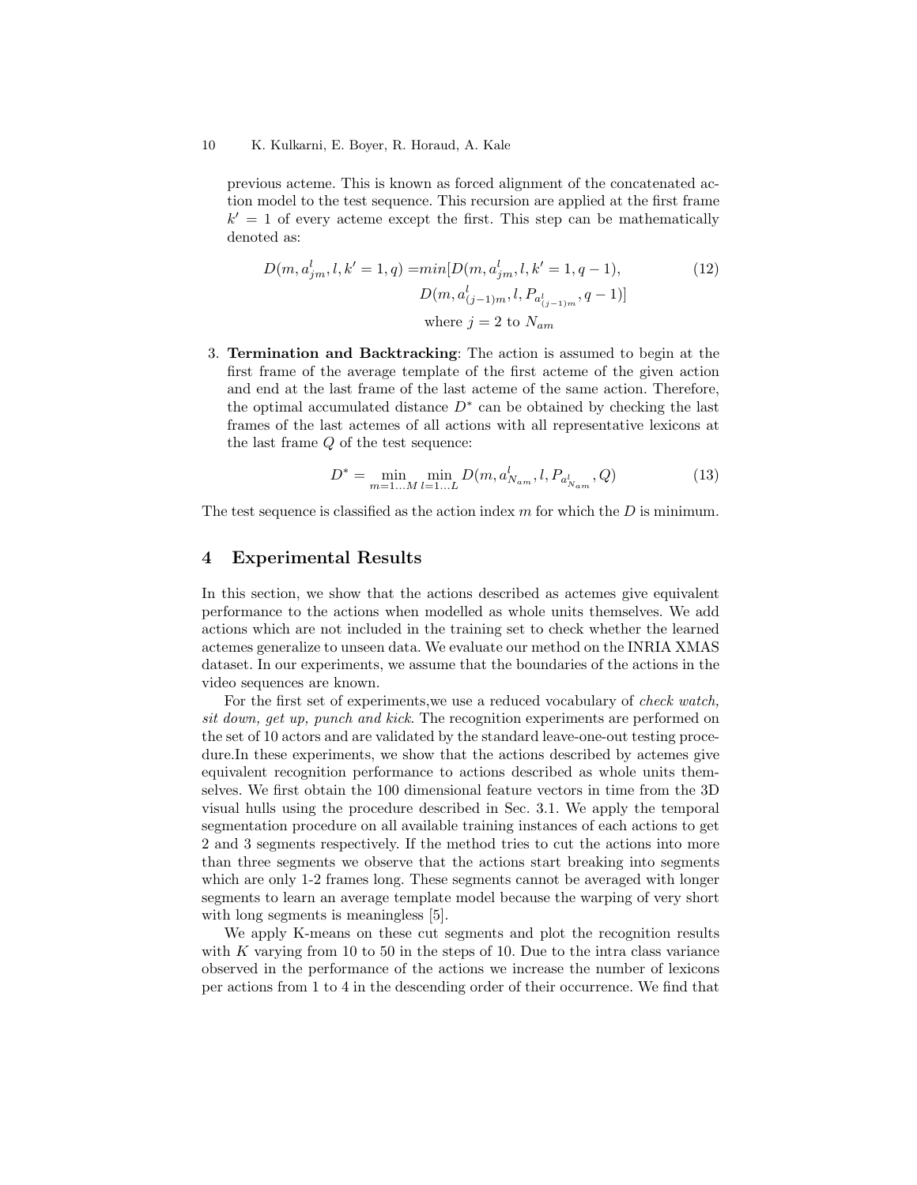previous acteme. This is known as forced alignment of the concatenated action model to the test sequence. This recursion are applied at the first frame $k' = 1$ of every acteme except the first. This step can be mathematically denoted as:

$$D(m, a^l_{jm}, l, k'=1, q) = min[D(m, a^l_{jm}, l, k'=1, q-1), \\ D(m, a^l_{(j-1)m}, l, P_{a^l_{(j-1)m}}, q-1)] \\ \text{where } j = 2 \text{ to } N_{am} \tag{12}$$

3. **Termination and Backtracking**: The action is assumed to begin at the first frame of the average template of the first acteme of the given action and end at the last frame of the last acteme of the same action. Therefore, the optimal accumulated distance $D^*$ can be obtained by checking the last frames of the last actemes of all actions with all representative lexicons at the last frame $Q$ of the test sequence:

$$D^* = \min_{m=1...M} \min_{l=1...L} D(m, a^l_{N_{am}}, l, P_{a^l_{N_{am}}}, Q) \tag{13}$$

The test sequence is classified as the action index $m$ for which the $D$ is minimum.

## 4 Experimental Results

In this section, we show that the actions described as actemes give equivalent performance to the actions when modelled as whole units themselves. We add actions which are not included in the training set to check whether the learned actemes generalize to unseen data. We evaluate our method on the INRIA XMAS dataset. In our experiments, we assume that the boundaries of the actions in the video sequences are known.

For the first set of experiments,we use a reduced vocabulary of *check watch, sit down, get up, punch and kick*. The recognition experiments are performed on the set of 10 actors and are validated by the standard leave-one-out testing procedure.In these experiments, we show that the actions described by actemes give equivalent recognition performance to actions described as whole units themselves. We first obtain the 100 dimensional feature vectors in time from the 3D visual hulls using the procedure described in Sec. 3.1. We apply the temporal segmentation procedure on all available training instances of each actions to get 2 and 3 segments respectively. If the method tries to cut the actions into more than three segments we observe that the actions start breaking into segments which are only 1-2 frames long. These segments cannot be averaged with longer segments to learn an average template model because the warping of very short with long segments is meaningless [5].

We apply K-means on these cut segments and plot the recognition results with $K$ varying from 10 to 50 in the steps of 10. Due to the intra class variance observed in the performance of the actions we increase the number of lexicons per actions from 1 to 4 in the descending order of their occurrence. We find that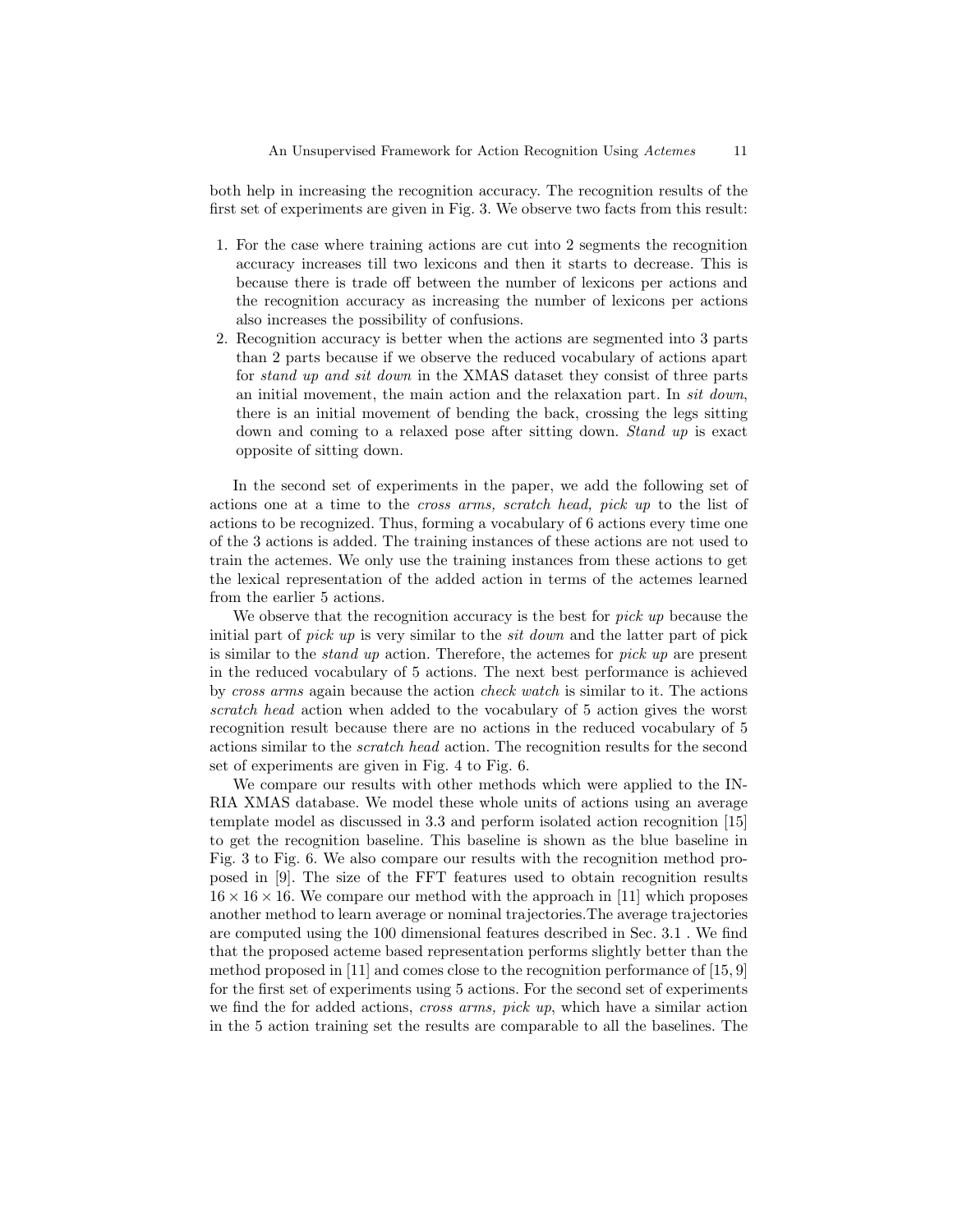both help in increasing the recognition accuracy. The recognition results of the first set of experiments are given in Fig. 3. We observe two facts from this result:

1. For the case where training actions are cut into 2 segments the recognition accuracy increases till two lexicons and then it starts to decrease. This is because there is trade off between the number of lexicons per actions and the recognition accuracy as increasing the number of lexicons per actions also increases the possibility of confusions.
2. Recognition accuracy is better when the actions are segmented into 3 parts than 2 parts because if we observe the reduced vocabulary of actions apart for *stand up and sit down* in the XMAS dataset they consist of three parts an initial movement, the main action and the relaxation part. In *sit down*, there is an initial movement of bending the back, crossing the legs sitting down and coming to a relaxed pose after sitting down. *Stand up* is exact opposite of sitting down.

In the second set of experiments in the paper, we add the following set of actions one at a time to the *cross arms, scratch head, pick up* to the list of actions to be recognized. Thus, forming a vocabulary of 6 actions every time one of the 3 actions is added. The training instances of these actions are not used to train the actemes. We only use the training instances from these actions to get the lexical representation of the added action in terms of the actemes learned from the earlier 5 actions.

We observe that the recognition accuracy is the best for *pick up* because the initial part of *pick up* is very similar to the *sit down* and the latter part of pick is similar to the *stand up* action. Therefore, the actemes for *pick up* are present in the reduced vocabulary of 5 actions. The next best performance is achieved by *cross arms* again because the action *check watch* is similar to it. The actions *scratch head* action when added to the vocabulary of 5 action gives the worst recognition result because there are no actions in the reduced vocabulary of 5 actions similar to the *scratch head* action. The recognition results for the second set of experiments are given in Fig. 4 to Fig. 6.

We compare our results with other methods which were applied to the INRIA XMAS database. We model these whole units of actions using an average template model as discussed in 3.3 and perform isolated action recognition [15] to get the recognition baseline. This baseline is shown as the blue baseline in Fig. 3 to Fig. 6. We also compare our results with the recognition method proposed in [9]. The size of the FFT features used to obtain recognition results $16 \times 16 \times 16$. We compare our method with the approach in [11] which proposes another method to learn average or nominal trajectories.The average trajectories are computed using the 100 dimensional features described in Sec. 3.1 . We find that the proposed acteme based representation performs slightly better than the method proposed in [11] and comes close to the recognition performance of [15, 9] for the first set of experiments using 5 actions. For the second set of experiments we find the for added actions, *cross arms, pick up*, which have a similar action in the 5 action training set the results are comparable to all the baselines. The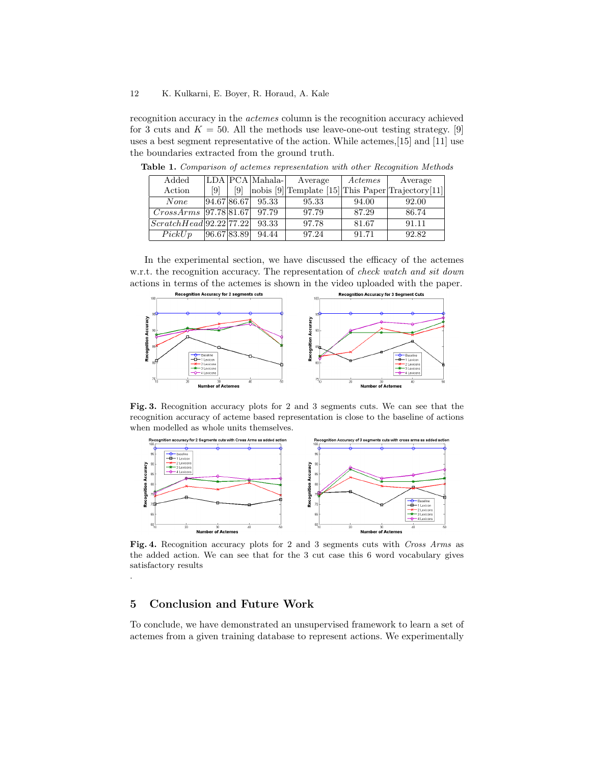recognition accuracy in the *actemes* column is the recognition accuracy achieved for 3 cuts and $K = 50$. All the methods use leave-one-out testing strategy. [9] uses a best segment representative of the action. While actemes,[15] and [11] use the boundaries extracted from the ground truth.

**Table 1.** *Comparison of actemes representation with other Recognition Methods*

| Added Action | LDA [9] | PCA [9] | Mahalanobis [9] | Average Template [15] | *Actemes* This Paper | Average Trajectory[11] |
|---|---|---|---|---|---|---|
| *None* | 94.67 | 86.67 | 95.33 | 95.33 | 94.00 | 92.00 |
| *CrossArms* | 97.78 | 81.67 | 97.79 | 97.79 | 87.29 | 86.74 |
| *ScratchHead* | 92.22 | 77.22 | 93.33 | 97.78 | 81.67 | 91.11 |
| *PickUp* | 96.67 | 83.89 | 94.44 | 97.24 | 91.71 | 92.82 |

In the experimental section, we have discussed the efficacy of the actemes w.r.t. the recognition accuracy. The representation of *check watch and sit down* actions in terms of the actemes is shown in the video uploaded with the paper.

**Fig. 3.** Recognition accuracy plots for 2 and 3 segments cuts. We can see that the recognition accuracy of acteme based representation is close to the baseline of actions when modelled as whole units themselves.

**Fig. 4.** Recognition accuracy plots for 2 and 3 segments cuts with *Cross Arms* as the added action. We can see that for the 3 cut case this 6 word vocabulary gives satisfactory results

.

## 5 Conclusion and Future Work

To conclude, we have demonstrated an unsupervised framework to learn a set of actemes from a given training database to represent actions. We experimentally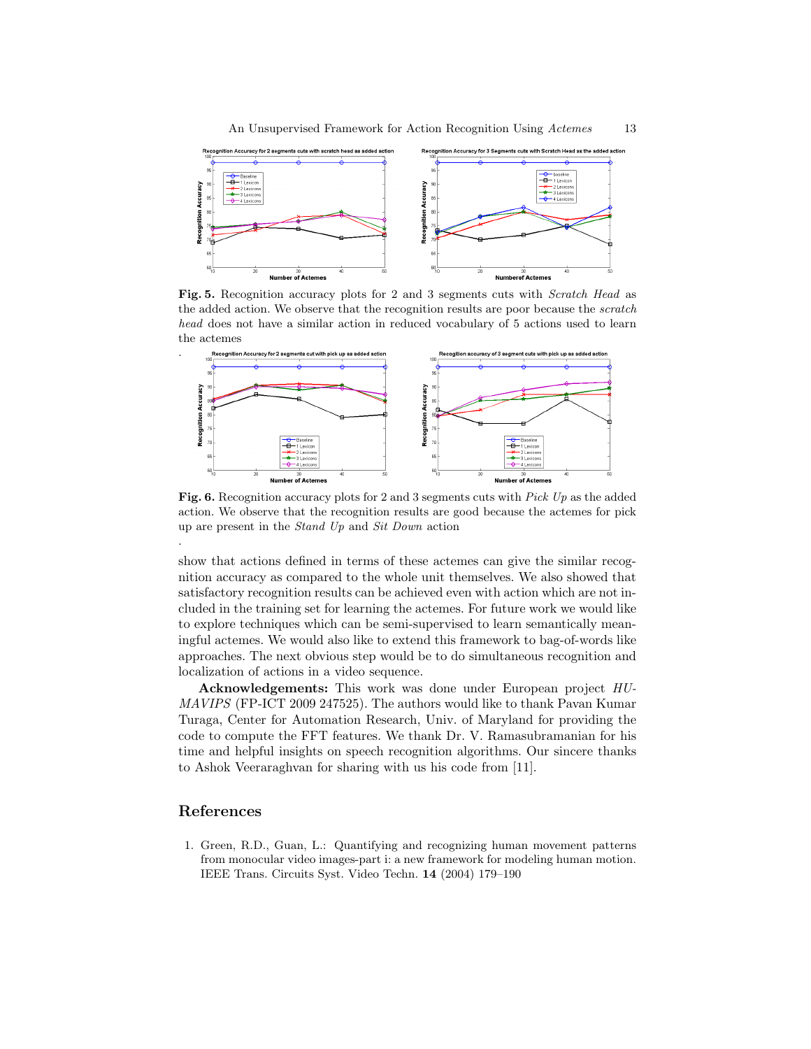**Fig. 5.** Recognition accuracy plots for 2 and 3 segments cuts with *Scratch Head* as the added action. We observe that the recognition results are poor because the *scratch head* does not have a similar action in reduced vocabulary of 5 actions used to learn the actemes

.

**Fig. 6.** Recognition accuracy plots for 2 and 3 segments with *Pick Up* as the added action. We observe that the recognition results are good because the actemes for pick up are present in the *Stand Up* and *Sit Down* action

.

show that actions defined in terms of these actemes can give the similar recognition accuracy as compared to the whole unit themselves. We also showed that satisfactory recognition results can be achieved even with action which are not included in the training set for learning the actemes. For future work we would like to explore techniques which can be semi-supervised to learn semantically meaningful actemes. We would also like to extend this framework to bag-of-words like approaches. The next obvious step would be to do simultaneous recognition and localization of actions in a video sequence.

**Acknowledgements:** This work was done under European project *HUMAVIPS* (FP-ICT 2009 247525). The authors would like to thank Pavan Kumar Turaga, Center for Automation Research, Univ. of Maryland for providing the code to compute the FFT features. We thank Dr. V. Ramasubramanian for his time and helpful insights on speech recognition algorithms. Our sincere thanks to Ashok Veeraraghvan for sharing with us his code from [11].

## References

1. Green, R.D., Guan, L.: Quantifying and recognizing human movement patterns from monocular video images-part i: a new framework for modeling human motion. IEEE Trans. Circuits Syst. Video Techn. **14** (2004) 179–190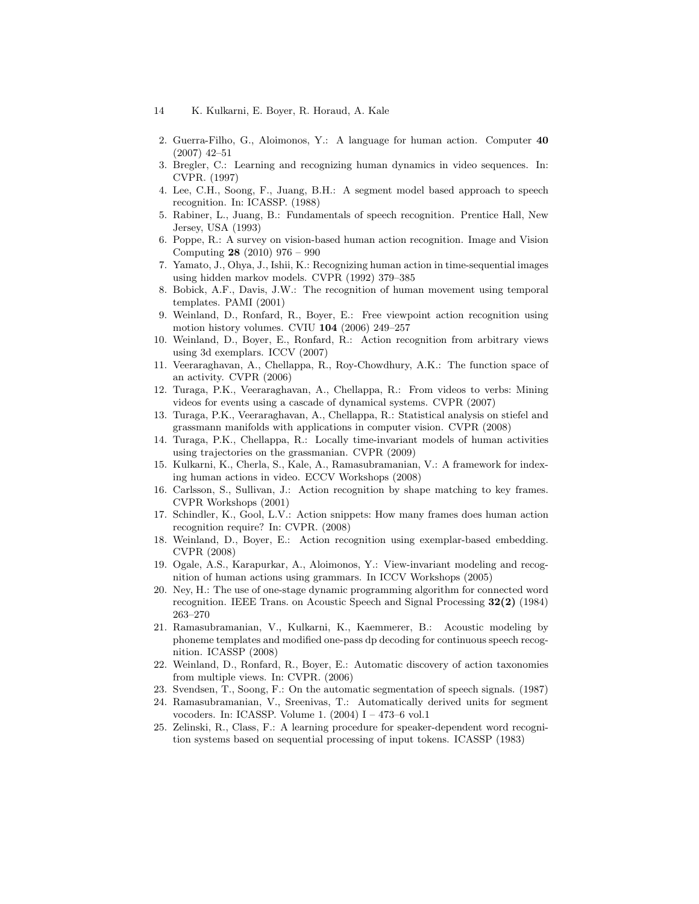2. Guerra-Filho, G., Aloimonos, Y.: A language for human action. Computer **40** (2007) 42–51
3. Bregler, C.: Learning and recognizing human dynamics in video sequences. In: CVPR. (1997)
4. Lee, C.H., Soong, F., Juang, B.H.: A segment model based approach to speech recognition. In: ICASSP. (1988)
5. Rabiner, L., Juang, B.: Fundamentals of speech recognition. Prentice Hall, New Jersey, USA (1993)
6. Poppe, R.: A survey on vision-based human action recognition. Image and Vision Computing **28** (2010) 976 – 990
7. Yamato, J., Ohya, J., Ishii, K.: Recognizing human action in time-sequential images using hidden markov models. CVPR (1992) 379–385
8. Bobick, A.F., Davis, J.W.: The recognition of human movement using temporal templates. PAMI (2001)
9. Weinland, D., Ronfard, R., Boyer, E.: Free viewpoint action recognition using motion history volumes. CVIU **104** (2006) 249–257
10. Weinland, D., Boyer, E., Ronfard, R.: Action recognition from arbitrary views using 3d exemplars. ICCV (2007)
11. Veeraraghavan, A., Chellappa, R., Roy-Chowdhury, A.K.: The function space of an activity. CVPR (2006)
12. Turaga, P.K., Veeraraghavan, A., Chellappa, R.: From videos to verbs: Mining videos for events using a cascade of dynamical systems. CVPR (2007)
13. Turaga, P.K., Veeraraghavan, A., Chellappa, R.: Statistical analysis on stiefel and grassmann manifolds with applications in computer vision. CVPR (2008)
14. Turaga, P.K., Chellappa, R.: Locally time-invariant models of human activities using trajectories on the grassmanian. CVPR (2009)
15. Kulkarni, K., Cherla, S., Kale, A., Ramasubramanian, V.: A framework for indexing human actions in video. ECCV Workshops (2008)
16. Carlsson, S., Sullivan, J.: Action recognition by shape matching to key frames. CVPR Workshops (2001)
17. Schindler, K., Gool, L.V.: Action snippets: How many frames does human action recognition require? In: CVPR. (2008)
18. Weinland, D., Boyer, E.: Action recognition using exemplar-based embedding. CVPR (2008)
19. Ogale, A.S., Karapurkar, A., Aloimonos, Y.: View-invariant modeling and recognition of human actions using grammars. In ICCV Workshops (2005)
20. Ney, H.: The use of one-stage dynamic programming algorithm for connected word recognition. IEEE Trans. on Acoustic Speech and Signal Processing **32(2)** (1984) 263–270
21. Ramasubramanian, V., Kulkarni, K., Kaemmerer, B.: Acoustic modeling by phoneme templates and modified one-pass dp decoding for continuous speech recognition. ICASSP (2008)
22. Weinland, D., Ronfard, R., Boyer, E.: Automatic discovery of action taxonomies from multiple views. In: CVPR. (2006)
23. Svendsen, T., Soong, F.: On the automatic segmentation of speech signals. (1987)
24. Ramasubramanian, V., Sreenivas, T.: Automatically derived units for segment vocoders. In: ICASSP. Volume 1. (2004) I – 473–6 vol.1
25. Zelinski, R., Class, F.: A learning procedure for speaker-dependent word recognition systems based on sequential processing of input tokens. ICASSP (1983)